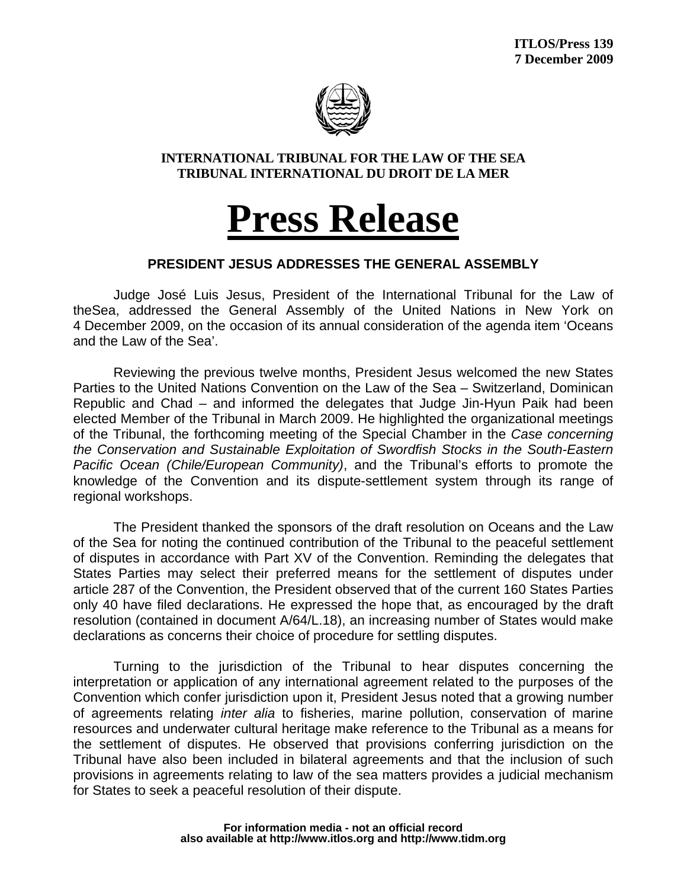**ITLOS/Press 139**
**7 December 2009**

**INTERNATIONAL TRIBUNAL FOR THE LAW OF THE SEA**
**TRIBUNAL INTERNATIONAL DU DROIT DE LA MER**

# Press Release

## PRESIDENT JESUS ADDRESSES THE GENERAL ASSEMBLY

Judge José Luis Jesus, President of the International Tribunal for the Law of theSea, addressed the General Assembly of the United Nations in New York on 4 December 2009, on the occasion of its annual consideration of the agenda item 'Oceans and the Law of the Sea'.

Reviewing the previous twelve months, President Jesus welcomed the new States Parties to the United Nations Convention on the Law of the Sea – Switzerland, Dominican Republic and Chad – and informed the delegates that Judge Jin-Hyun Paik had been elected Member of the Tribunal in March 2009. He highlighted the organizational meetings of the Tribunal, the forthcoming meeting of the Special Chamber in the *Case concerning the Conservation and Sustainable Exploitation of Swordfish Stocks in the South-Eastern Pacific Ocean (Chile/European Community)*, and the Tribunal's efforts to promote the knowledge of the Convention and its dispute-settlement system through its range of regional workshops.

The President thanked the sponsors of the draft resolution on Oceans and the Law of the Sea for noting the continued contribution of the Tribunal to the peaceful settlement of disputes in accordance with Part XV of the Convention. Reminding the delegates that States Parties may select their preferred means for the settlement of disputes under article 287 of the Convention, the President observed that of the current 160 States Parties only 40 have filed declarations. He expressed the hope that, as encouraged by the draft resolution (contained in document A/64/L.18), an increasing number of States would make declarations as concerns their choice of procedure for settling disputes.

Turning to the jurisdiction of the Tribunal to hear disputes concerning the interpretation or application of any international agreement related to the purposes of the Convention which confer jurisdiction upon it, President Jesus noted that a growing number of agreements relating *inter alia* to fisheries, marine pollution, conservation of marine resources and underwater cultural heritage make reference to the Tribunal as a means for the settlement of disputes. He observed that provisions conferring jurisdiction on the Tribunal have also been included in bilateral agreements and that the inclusion of such provisions in agreements relating to law of the sea matters provides a judicial mechanism for States to seek a peaceful resolution of their dispute.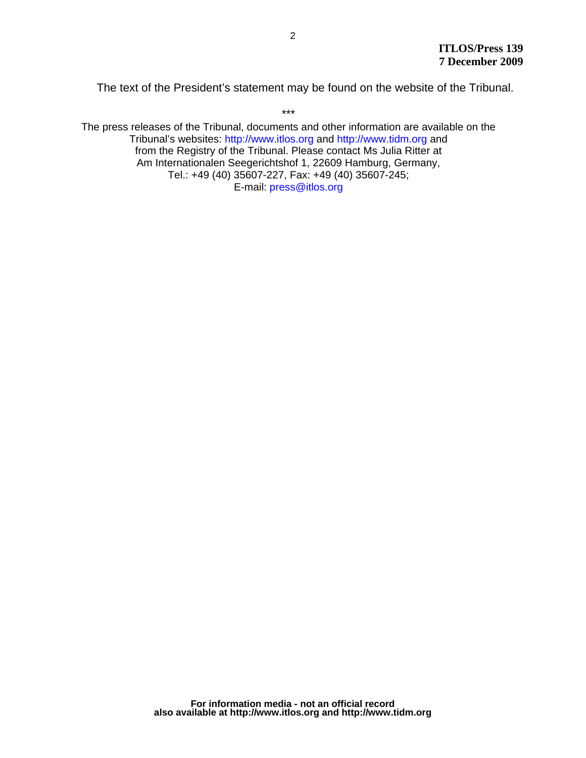The text of the President's statement may be found on the website of the Tribunal.

***

The press releases of the Tribunal, documents and other information are available on the Tribunal's websites: http://www.itlos.org and http://www.tidm.org and from the Registry of the Tribunal. Please contact Ms Julia Ritter at Am Internationalen Seegerichtshof 1, 22609 Hamburg, Germany, Tel.: +49 (40) 35607-227, Fax: +49 (40) 35607-245; E-mail: press@itlos.org

**For information media - not an official record**
**also available at http://www.itlos.org and http://www.tidm.org**